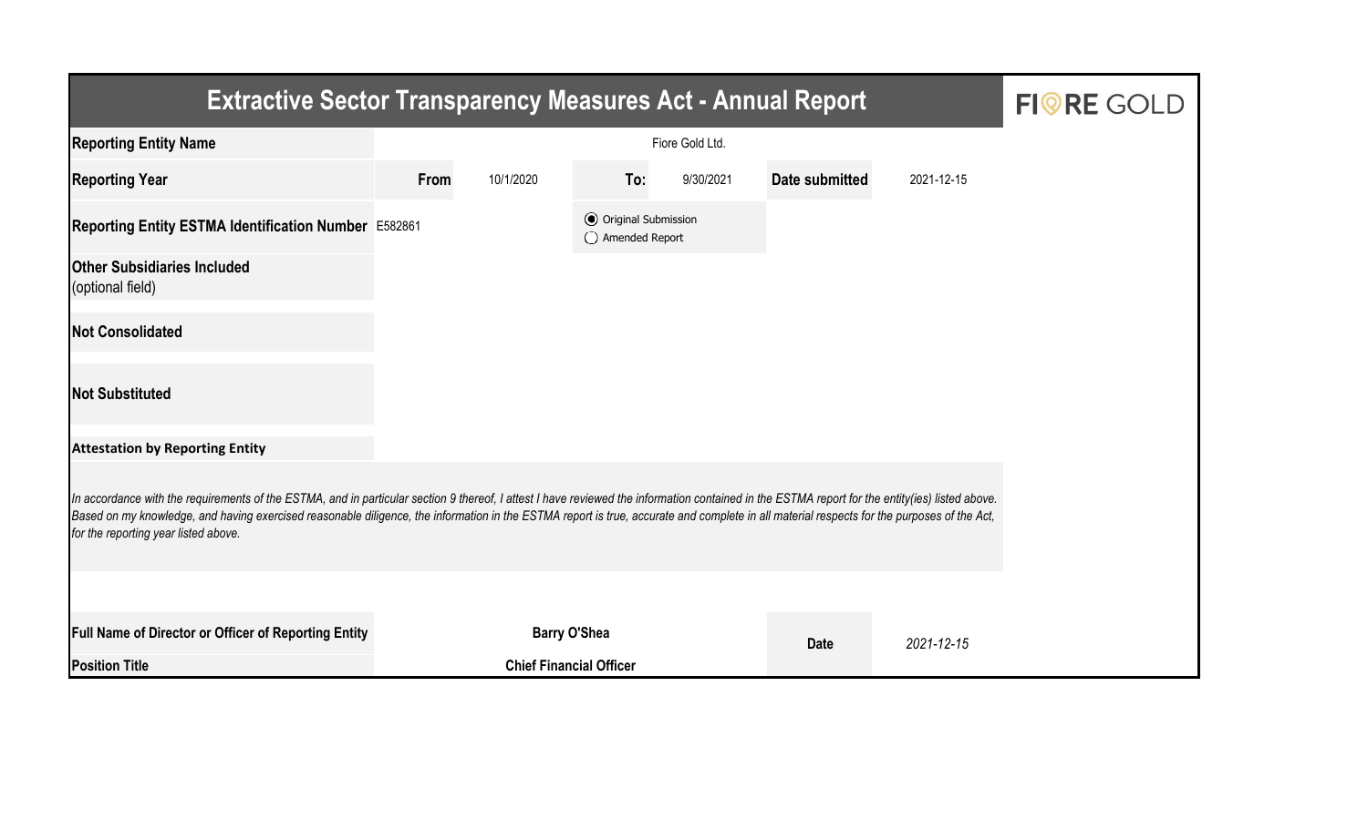# Extractive Sector Transparency Measures Act - Annual Report

FI RE GOLD

| | | | | | | |
|---|---|---|---|---|---|---|
| **Reporting Entity Name** | Fiore Gold Ltd. | | | | | |
| **Reporting Year** | **From** | 10/1/2020 | **To:** | 9/30/2021 | **Date submitted** | 2021-12-15 |
| **Reporting Entity ESTMA Identification Number** | E582861 | | ◉ Original Submission<br>○ Amended Report | | | |
| **Other Subsidiaries Included**<br>(optional field) | | | | | | |
| **Not Consolidated** | | | | | | |
| **Not Substituted** | | | | | | |

**Attestation by Reporting Entity**

*In accordance with the requirements of the ESTMA, and in particular section 9 thereof, I attest I have reviewed the information contained in the ESTMA report for the entity(ies) listed above. Based on my knowledge, and having exercised reasonable diligence, the information in the ESTMA report is true, accurate and complete in all material respects for the purposes of the Act, for the reporting year listed above.*

| | | | |
|---|---|---|---|
| **Full Name of Director or Officer of Reporting Entity** | **Barry O'Shea** | **Date** | *2021-12-15* |
| **Position Title** | **Chief Financial Officer** | | |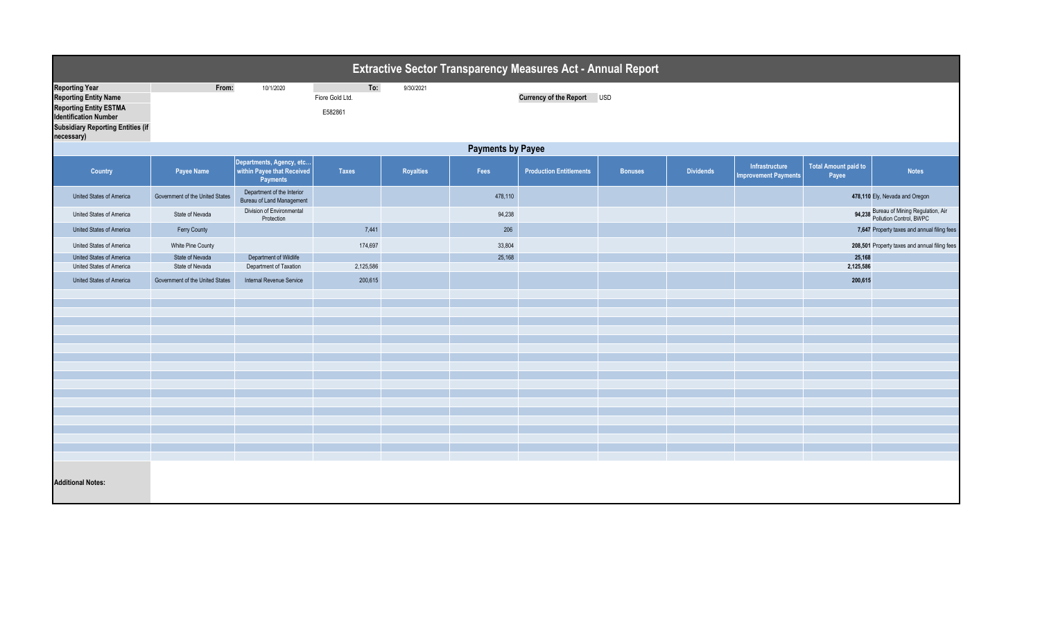# Extractive Sector Transparency Measures Act - Annual Report

| | | | | |
|---|---|---|---|---|
| **Reporting Year** | **From:** 10/1/2020 | **To:** 9/30/2021 | | |
| **Reporting Entity Name** | Fiore Gold Ltd. | | **Currency of the Report** | USD |
| **Reporting Entity ESTMA Identification Number** | E582861 | | | |
| **Subsidiary Reporting Entities (if necessary)** | | | | |

## Payments by Payee

| Country | Payee Name | Departments, Agency, etc… within Payee that Received Payments | Taxes | Royalties | Fees | Production Entitlements | Bonuses | Dividends | Infrastructure Improvement Payments | Total Amount paid to Payee | Notes |
|---|---|---|---|---|---|---|---|---|---|---|---|
| United States of America | Government of the United States | Department of the Interior Bureau of Land Management | | | 478,110 | | | | | **478,110** | Ely, Nevada and Oregon |
| United States of America | State of Nevada | Division of Environmental Protection | | | 94,238 | | | | | **94,238** | Bureau of Mining Regulation, Air Pollution Control, BWPC |
| United States of America | Ferry County | | 7,441 | | 206 | | | | | **7,647** | Property taxes and annual filing fees |
| United States of America | White Pine County | | 174,697 | | 33,804 | | | | | **208,501** | Property taxes and annual filing fees |
| United States of America | State of Nevada | Department of Wildlife | | | 25,168 | | | | | **25,168** | |
| United States of America | State of Nevada | Department of Taxation | 2,125,586 | | | | | | | **2,125,586** | |
| United States of America | Government of the United States | Internal Revenue Service | 200,615 | | | | | | | **200,615** | |

**Additional Notes:**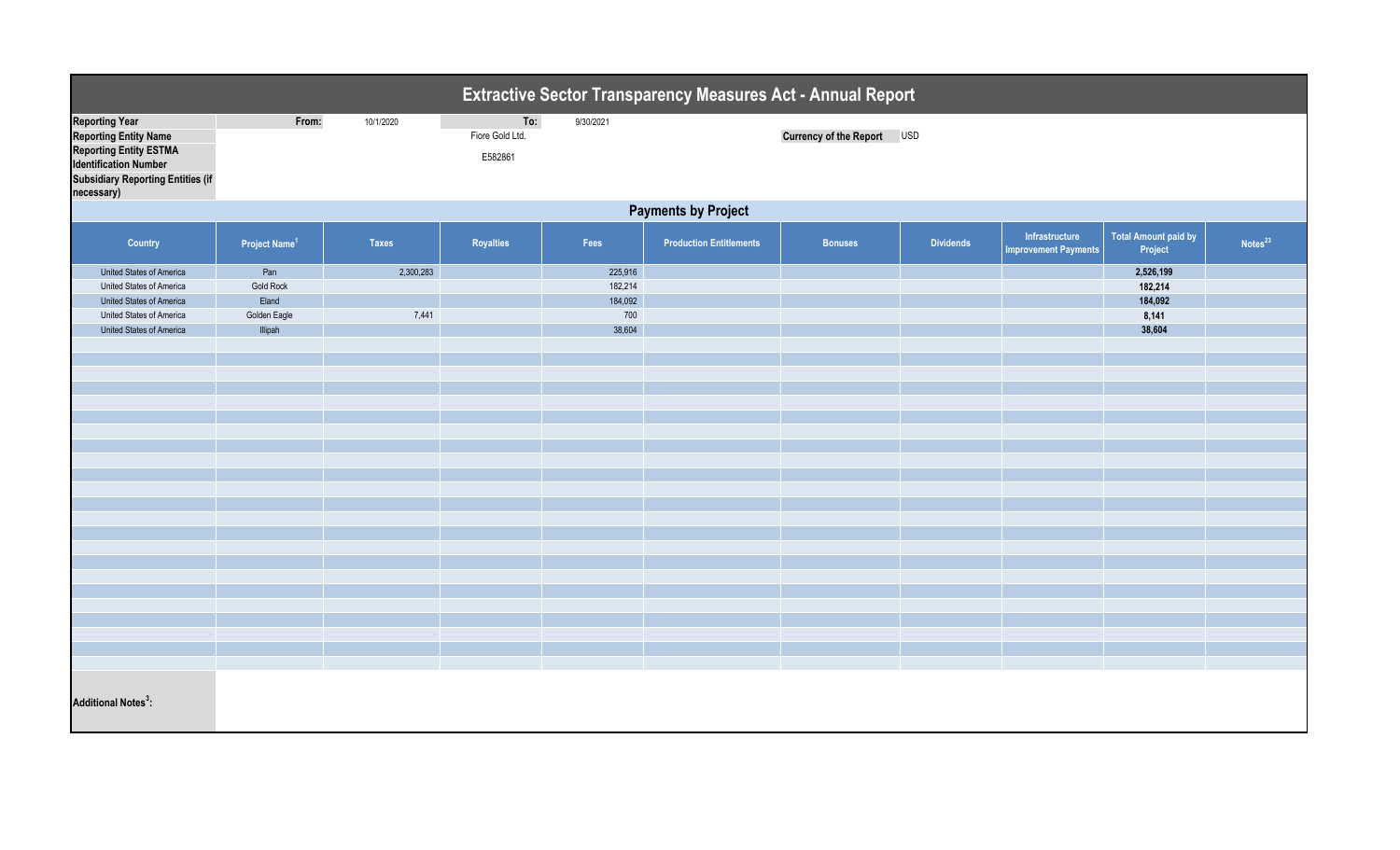# Extractive Sector Transparency Measures Act - Annual Report

| | | | | |
|---|---|---|---|---|
| **Reporting Year** | **From:** | 10/1/2020 | **To:** | 9/30/2021 |
| **Reporting Entity Name** | | | Fiore Gold Ltd. | |
| **Reporting Entity ESTMA Identification Number** | | | E582861 | |
| **Subsidiary Reporting Entities (if necessary)** | | | | |

**Currency of the Report** USD

## Payments by Project

| Country | Project Name[1] | Taxes | Royalties | Fees | Production Entitlements | Bonuses | Dividends | Infrastructure Improvement Payments | Total Amount paid by Project | Notes[23] |
|---|---|---|---|---|---|---|---|---|---|---|
| United States of America | Pan | 2,300,283 | | 225,916 | | | | | **2,526,199** | |
| United States of America | Gold Rock | | | 182,214 | | | | | **182,214** | |
| United States of America | Eland | | | 184,092 | | | | | **184,092** | |
| United States of America | Golden Eagle | 7,441 | | 700 | | | | | **8,141** | |
| United States of America | Illipah | | | 38,604 | | | | | **38,604** | |

**Additional Notes[3]:**